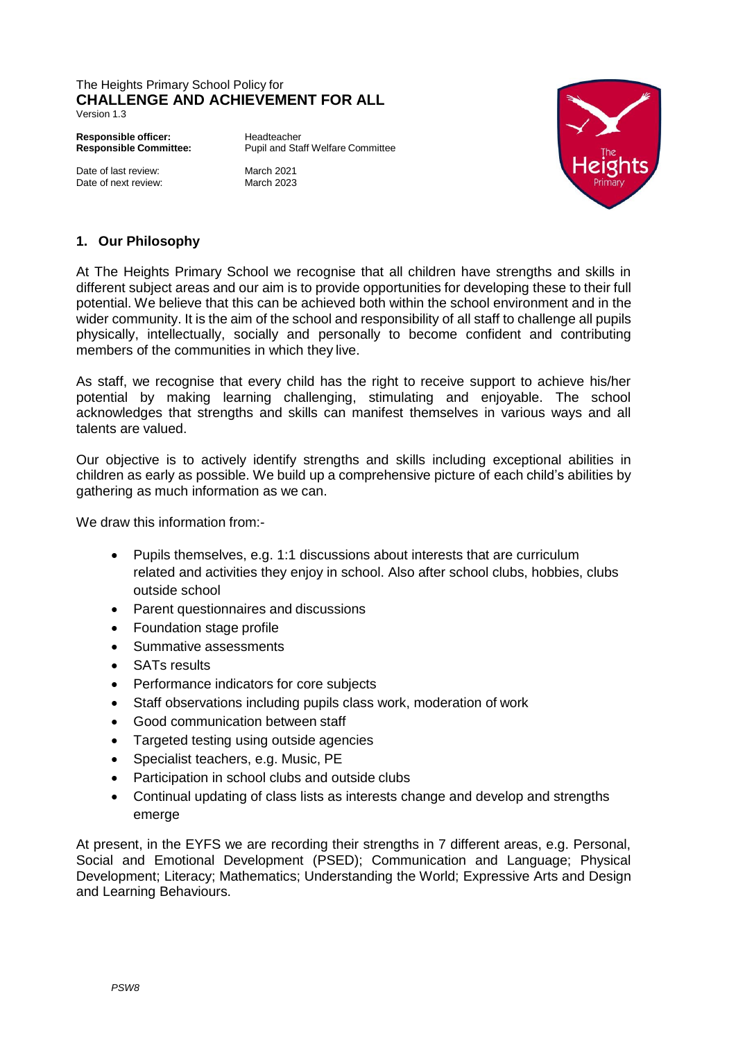The Heights Primary School Policy for
**CHALLENGE AND ACHIEVEMENT FOR ALL**
Version 1.3

**Responsible officer:** Headteacher
**Responsible Committee:** Pupil and Staff Welfare Committee

Date of last review: March 2021
Date of next review: March 2023

## 1. Our Philosophy

At The Heights Primary School we recognise that all children have strengths and skills in different subject areas and our aim is to provide opportunities for developing these to their full potential. We believe that this can be achieved both within the school environment and in the wider community. It is the aim of the school and responsibility of all staff to challenge all pupils physically, intellectually, socially and personally to become confident and contributing members of the communities in which they live.

As staff, we recognise that every child has the right to receive support to achieve his/her potential by making learning challenging, stimulating and enjoyable. The school acknowledges that strengths and skills can manifest themselves in various ways and all talents are valued.

Our objective is to actively identify strengths and skills including exceptional abilities in children as early as possible. We build up a comprehensive picture of each child's abilities by gathering as much information as we can.

We draw this information from:-

- Pupils themselves, e.g. 1:1 discussions about interests that are curriculum related and activities they enjoy in school. Also after school clubs, hobbies, clubs outside school
- Parent questionnaires and discussions
- Foundation stage profile
- Summative assessments
- SATs results
- Performance indicators for core subjects
- Staff observations including pupils class work, moderation of work
- Good communication between staff
- Targeted testing using outside agencies
- Specialist teachers, e.g. Music, PE
- Participation in school clubs and outside clubs
- Continual updating of class lists as interests change and develop and strengths emerge

At present, in the EYFS we are recording their strengths in 7 different areas, e.g. Personal, Social and Emotional Development (PSED); Communication and Language; Physical Development; Literacy; Mathematics; Understanding the World; Expressive Arts and Design and Learning Behaviours.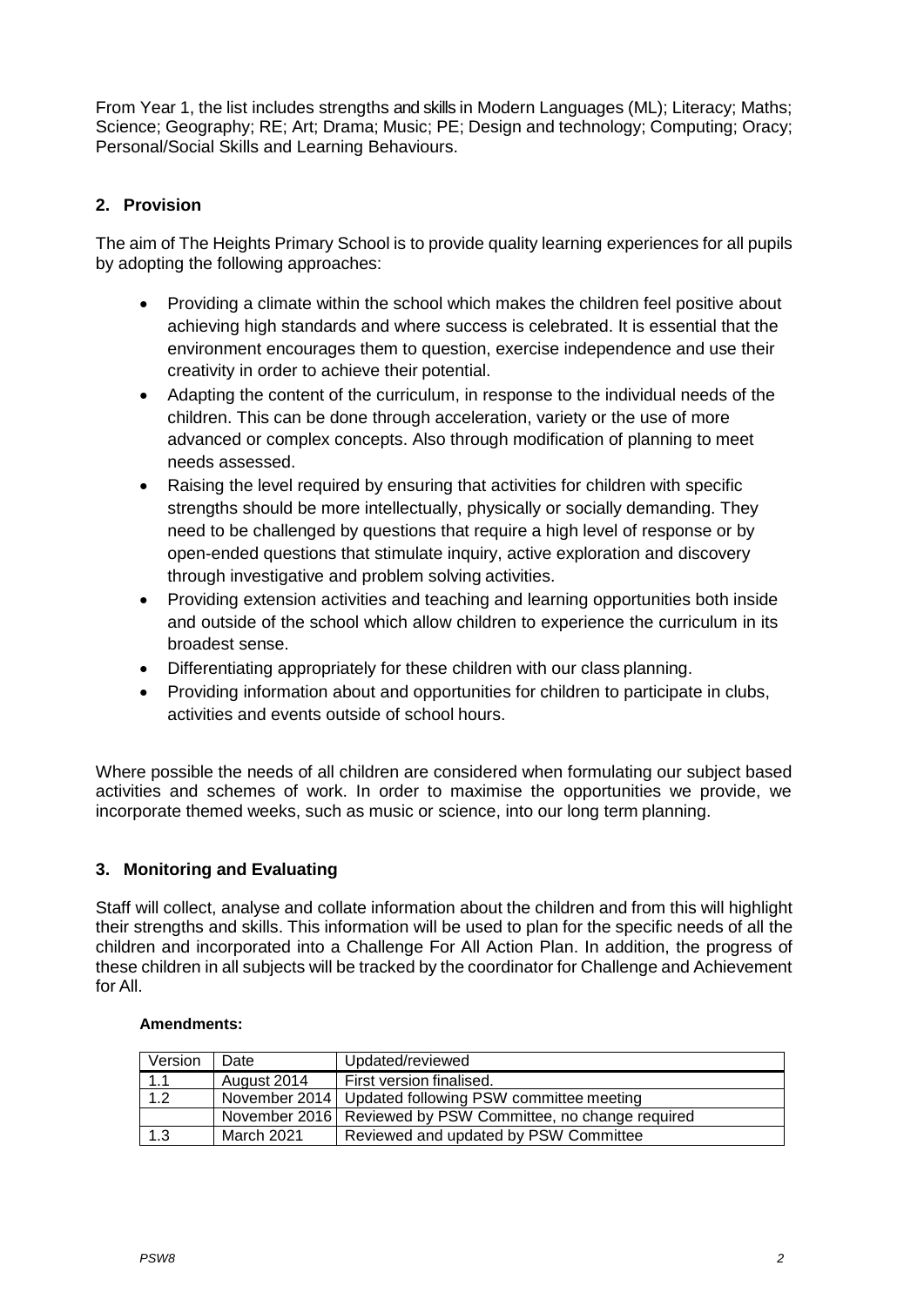From Year 1, the list includes strengths and skills in Modern Languages (ML); Literacy; Maths; Science; Geography; RE; Art; Drama; Music; PE; Design and technology; Computing; Oracy; Personal/Social Skills and Learning Behaviours.

## 2. Provision

The aim of The Heights Primary School is to provide quality learning experiences for all pupils by adopting the following approaches:

- Providing a climate within the school which makes the children feel positive about achieving high standards and where success is celebrated. It is essential that the environment encourages them to question, exercise independence and use their creativity in order to achieve their potential.
- Adapting the content of the curriculum, in response to the individual needs of the children. This can be done through acceleration, variety or the use of more advanced or complex concepts. Also through modification of planning to meet needs assessed.
- Raising the level required by ensuring that activities for children with specific strengths should be more intellectually, physically or socially demanding. They need to be challenged by questions that require a high level of response or by open-ended questions that stimulate inquiry, active exploration and discovery through investigative and problem solving activities.
- Providing extension activities and teaching and learning opportunities both inside and outside of the school which allow children to experience the curriculum in its broadest sense.
- Differentiating appropriately for these children with our class planning.
- Providing information about and opportunities for children to participate in clubs, activities and events outside of school hours.

Where possible the needs of all children are considered when formulating our subject based activities and schemes of work. In order to maximise the opportunities we provide, we incorporate themed weeks, such as music or science, into our long term planning.

## 3. Monitoring and Evaluating

Staff will collect, analyse and collate information about the children and from this will highlight their strengths and skills. This information will be used to plan for the specific needs of all the children and incorporated into a Challenge For All Action Plan. In addition, the progress of these children in all subjects will be tracked by the coordinator for Challenge and Achievement for All.

**Amendments:**

| Version | Date | Updated/reviewed |
|---|---|---|
| 1.1 | August 2014 | First version finalised. |
| 1.2 | November 2014 | Updated following PSW committee meeting |
| | November 2016 | Reviewed by PSW Committee, no change required |
| 1.3 | March 2021 | Reviewed and updated by PSW Committee |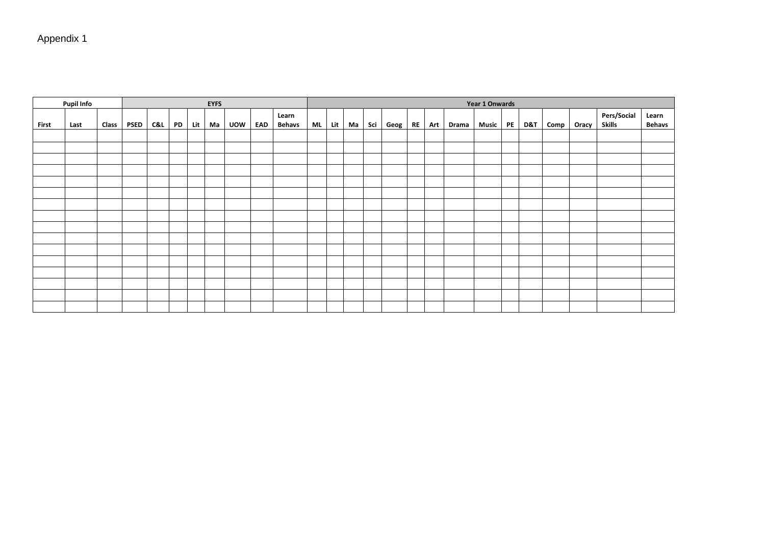Appendix 1

| Pupil Info | | | EYFS | | | | | | | | Year 1 Onwards | | | | | | | | | | | | | | | |
|---|---|---|---|---|---|---|---|---|---|---|---|---|---|---|---|---|---|---|---|---|---|---|---|---|---|---|
| First | Last | Class | PSED | C&L | PD | Lit | Ma | UOW | EAD | Learn Behavs | ML | Lit | Ma | Sci | Geog | RE | Art | Drama | Music | PE | D&T | Comp | Oracy | Pers/Social Skills | Learn Behavs |
| | | | | | | | | | | | | | | | | | | | | | | | | | |
| | | | | | | | | | | | | | | | | | | | | | | | | | |
| | | | | | | | | | | | | | | | | | | | | | | | | | |
| | | | | | | | | | | | | | | | | | | | | | | | | | |
| | | | | | | | | | | | | | | | | | | | | | | | | | |
| | | | | | | | | | | | | | | | | | | | | | | | | | |
| | | | | | | | | | | | | | | | | | | | | | | | | | |
| | | | | | | | | | | | | | | | | | | | | | | | | | |
| | | | | | | | | | | | | | | | | | | | | | | | | | |
| | | | | | | | | | | | | | | | | | | | | | | | | | |
| | | | | | | | | | | | | | | | | | | | | | | | | | |
| | | | | | | | | | | | | | | | | | | | | | | | | | |
| | | | | | | | | | | | | | | | | | | | | | | | | | |
| | | | | | | | | | | | | | | | | | | | | | | | | | |
| | | | | | | | | | | | | | | | | | | | | | | | | | |
| | | | | | | | | | | | | | | | | | | | | | | | | | |